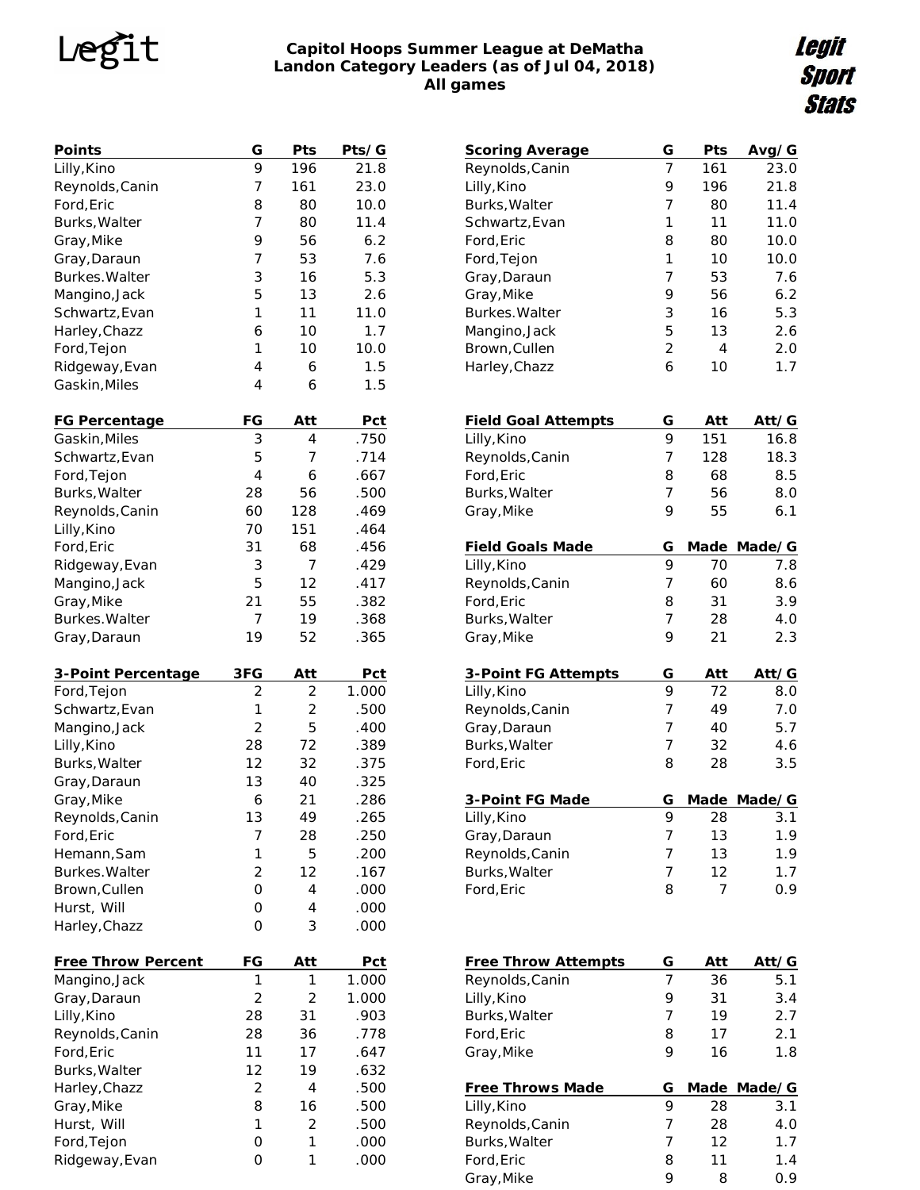# Capitol Hoops Summer League at DeMatha
## Landon Category Leaders (as of Jul 04, 2018)
### All games

| Points | G | Pts | Pts/G |
|---|---|---|---|
| Lilly,Kino | 9 | 196 | 21.8 |
| Reynolds,Canin | 7 | 161 | 23.0 |
| Ford,Eric | 8 | 80 | 10.0 |
| Burks,Walter | 7 | 80 | 11.4 |
| Gray,Mike | 9 | 56 | 6.2 |
| Gray,Daraun | 7 | 53 | 7.6 |
| Burkes.Walter | 3 | 16 | 5.3 |
| Mangino,Jack | 5 | 13 | 2.6 |
| Schwartz,Evan | 1 | 11 | 11.0 |
| Harley,Chazz | 6 | 10 | 1.7 |
| Ford,Tejon | 1 | 10 | 10.0 |
| Ridgeway,Evan | 4 | 6 | 1.5 |
| Gaskin,Miles | 4 | 6 | 1.5 |

| Scoring Average | G | Pts | Avg/G |
|---|---|---|---|
| Reynolds,Canin | 7 | 161 | 23.0 |
| Lilly,Kino | 9 | 196 | 21.8 |
| Burks,Walter | 7 | 80 | 11.4 |
| Schwartz,Evan | 1 | 11 | 11.0 |
| Ford,Eric | 8 | 80 | 10.0 |
| Ford,Tejon | 1 | 10 | 10.0 |
| Gray,Daraun | 7 | 53 | 7.6 |
| Gray,Mike | 9 | 56 | 6.2 |
| Burkes.Walter | 3 | 16 | 5.3 |
| Mangino,Jack | 5 | 13 | 2.6 |
| Brown,Cullen | 2 | 4 | 2.0 |
| Harley,Chazz | 6 | 10 | 1.7 |

| FG Percentage | FG | Att | Pct |
|---|---|---|---|
| Gaskin,Miles | 3 | 4 | .750 |
| Schwartz,Evan | 5 | 7 | .714 |
| Ford,Tejon | 4 | 6 | .667 |
| Burks,Walter | 28 | 56 | .500 |
| Reynolds,Canin | 60 | 128 | .469 |
| Lilly,Kino | 70 | 151 | .464 |
| Ford,Eric | 31 | 68 | .456 |
| Ridgeway,Evan | 3 | 7 | .429 |
| Mangino,Jack | 5 | 12 | .417 |
| Gray,Mike | 21 | 55 | .382 |
| Burkes.Walter | 7 | 19 | .368 |
| Gray,Daraun | 19 | 52 | .365 |

| Field Goal Attempts | G | Att | Att/G |
|---|---|---|---|
| Lilly,Kino | 9 | 151 | 16.8 |
| Reynolds,Canin | 7 | 128 | 18.3 |
| Ford,Eric | 8 | 68 | 8.5 |
| Burks,Walter | 7 | 56 | 8.0 |
| Gray,Mike | 9 | 55 | 6.1 |

| Field Goals Made | G | Made | Made/G |
|---|---|---|---|
| Lilly,Kino | 9 | 70 | 7.8 |
| Reynolds,Canin | 7 | 60 | 8.6 |
| Ford,Eric | 8 | 31 | 3.9 |
| Burks,Walter | 7 | 28 | 4.0 |
| Gray,Mike | 9 | 21 | 2.3 |

| 3-Point Percentage | 3FG | Att | Pct |
|---|---|---|---|
| Ford,Tejon | 2 | 2 | 1.000 |
| Schwartz,Evan | 1 | 2 | .500 |
| Mangino,Jack | 2 | 5 | .400 |
| Lilly,Kino | 28 | 72 | .389 |
| Burks,Walter | 12 | 32 | .375 |
| Gray,Daraun | 13 | 40 | .325 |
| Gray,Mike | 6 | 21 | .286 |
| Reynolds,Canin | 13 | 49 | .265 |
| Ford,Eric | 7 | 28 | .250 |
| Hemann,Sam | 1 | 5 | .200 |
| Burkes.Walter | 2 | 12 | .167 |
| Brown,Cullen | 0 | 4 | .000 |
| Hurst, Will | 0 | 4 | .000 |
| Harley,Chazz | 0 | 3 | .000 |

| 3-Point FG Attempts | G | Att | Att/G |
|---|---|---|---|
| Lilly,Kino | 9 | 72 | 8.0 |
| Reynolds,Canin | 7 | 49 | 7.0 |
| Gray,Daraun | 7 | 40 | 5.7 |
| Burks,Walter | 7 | 32 | 4.6 |
| Ford,Eric | 8 | 28 | 3.5 |

| 3-Point FG Made | G | Made | Made/G |
|---|---|---|---|
| Lilly,Kino | 9 | 28 | 3.1 |
| Gray,Daraun | 7 | 13 | 1.9 |
| Reynolds,Canin | 7 | 13 | 1.9 |
| Burks,Walter | 7 | 12 | 1.7 |
| Ford,Eric | 8 | 7 | 0.9 |

| Free Throw Percent | FG | Att | Pct |
|---|---|---|---|
| Mangino,Jack | 1 | 1 | 1.000 |
| Gray,Daraun | 2 | 2 | 1.000 |
| Lilly,Kino | 28 | 31 | .903 |
| Reynolds,Canin | 28 | 36 | .778 |
| Ford,Eric | 11 | 17 | .647 |
| Burks,Walter | 12 | 19 | .632 |
| Harley,Chazz | 2 | 4 | .500 |
| Gray,Mike | 8 | 16 | .500 |
| Hurst, Will | 1 | 2 | .500 |
| Ford,Tejon | 0 | 1 | .000 |
| Ridgeway,Evan | 0 | 1 | .000 |

| Free Throw Attempts | G | Att | Att/G |
|---|---|---|---|
| Reynolds,Canin | 7 | 36 | 5.1 |
| Lilly,Kino | 9 | 31 | 3.4 |
| Burks,Walter | 7 | 19 | 2.7 |
| Ford,Eric | 8 | 17 | 2.1 |
| Gray,Mike | 9 | 16 | 1.8 |

| Free Throws Made | G | Made | Made/G |
|---|---|---|---|
| Lilly,Kino | 9 | 28 | 3.1 |
| Reynolds,Canin | 7 | 28 | 4.0 |
| Burks,Walter | 7 | 12 | 1.7 |
| Ford,Eric | 8 | 11 | 1.4 |
| Gray,Mike | 9 | 8 | 0.9 |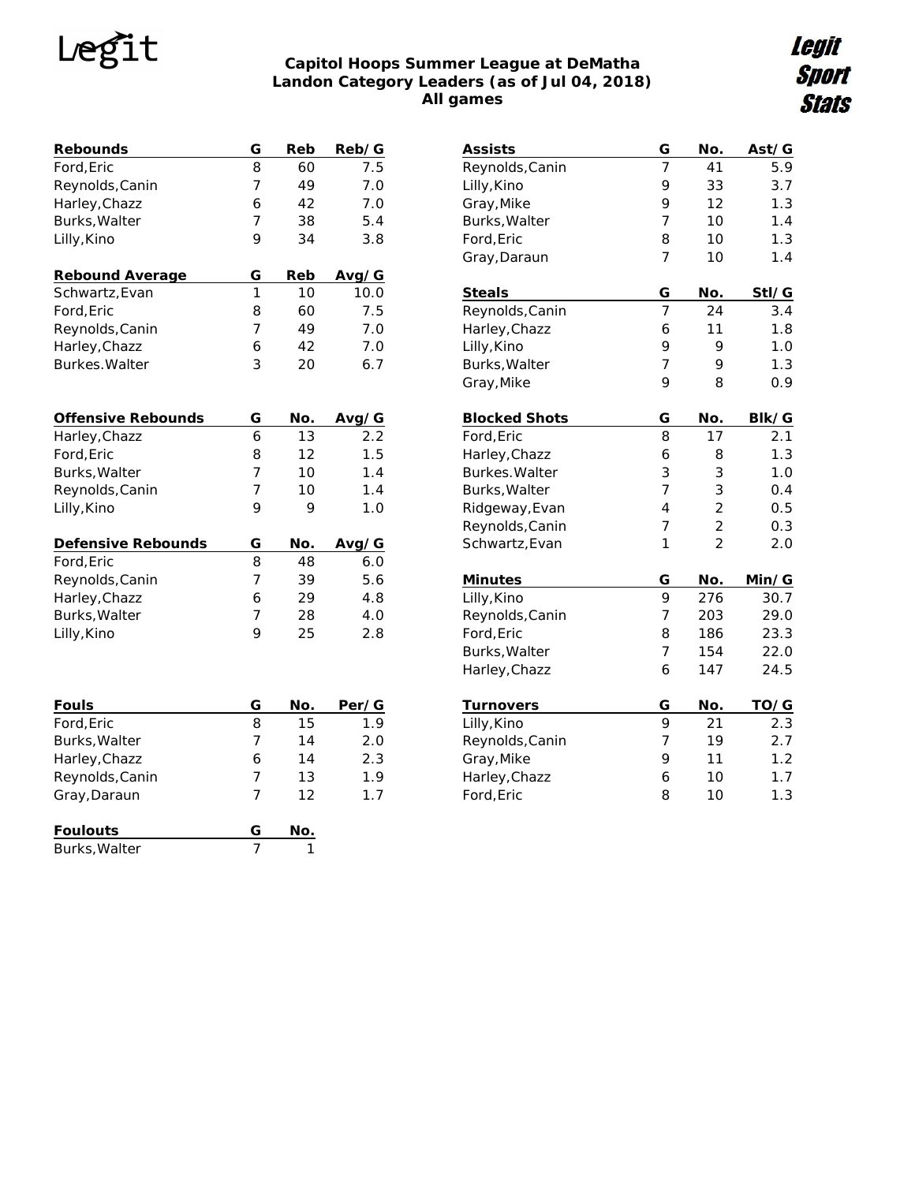# Capitol Hoops Summer League at DeMatha
## Landon Category Leaders (as of Jul 04, 2018)
### All games

| Rebounds | G | Reb | Reb/G |
|---|---|---|---|
| Ford,Eric | 8 | 60 | 7.5 |
| Reynolds,Canin | 7 | 49 | 7.0 |
| Harley,Chazz | 6 | 42 | 7.0 |
| Burks,Walter | 7 | 38 | 5.4 |
| Lilly,Kino | 9 | 34 | 3.8 |

| Rebound Average | G | Reb | Avg/G |
|---|---|---|---|
| Schwartz,Evan | 1 | 10 | 10.0 |
| Ford,Eric | 8 | 60 | 7.5 |
| Reynolds,Canin | 7 | 49 | 7.0 |
| Harley,Chazz | 6 | 42 | 7.0 |
| Burkes.Walter | 3 | 20 | 6.7 |

| Offensive Rebounds | G | No. | Avg/G |
|---|---|---|---|
| Harley,Chazz | 6 | 13 | 2.2 |
| Ford,Eric | 8 | 12 | 1.5 |
| Burks,Walter | 7 | 10 | 1.4 |
| Reynolds,Canin | 7 | 10 | 1.4 |
| Lilly,Kino | 9 | 9 | 1.0 |

| Defensive Rebounds | G | No. | Avg/G |
|---|---|---|---|
| Ford,Eric | 8 | 48 | 6.0 |
| Reynolds,Canin | 7 | 39 | 5.6 |
| Harley,Chazz | 6 | 29 | 4.8 |
| Burks,Walter | 7 | 28 | 4.0 |
| Lilly,Kino | 9 | 25 | 2.8 |

| Fouls | G | No. | Per/G |
|---|---|---|---|
| Ford,Eric | 8 | 15 | 1.9 |
| Burks,Walter | 7 | 14 | 2.0 |
| Harley,Chazz | 6 | 14 | 2.3 |
| Reynolds,Canin | 7 | 13 | 1.9 |
| Gray,Daraun | 7 | 12 | 1.7 |

| Foulouts | G | No. |
|---|---|---|
| Burks,Walter | 7 | 1 |

| Assists | G | No. | Ast/G |
|---|---|---|---|
| Reynolds,Canin | 7 | 41 | 5.9 |
| Lilly,Kino | 9 | 33 | 3.7 |
| Gray,Mike | 9 | 12 | 1.3 |
| Burks,Walter | 7 | 10 | 1.4 |
| Ford,Eric | 8 | 10 | 1.3 |
| Gray,Daraun | 7 | 10 | 1.4 |

| Steals | G | No. | Stl/G |
|---|---|---|---|
| Reynolds,Canin | 7 | 24 | 3.4 |
| Harley,Chazz | 6 | 11 | 1.8 |
| Lilly,Kino | 9 | 9 | 1.0 |
| Burks,Walter | 7 | 9 | 1.3 |
| Gray,Mike | 9 | 8 | 0.9 |

| Blocked Shots | G | No. | Blk/G |
|---|---|---|---|
| Ford,Eric | 8 | 17 | 2.1 |
| Harley,Chazz | 6 | 8 | 1.3 |
| Burkes.Walter | 3 | 3 | 1.0 |
| Burks,Walter | 7 | 3 | 0.4 |
| Ridgeway,Evan | 4 | 2 | 0.5 |
| Reynolds,Canin | 7 | 2 | 0.3 |
| Schwartz,Evan | 1 | 2 | 2.0 |

| Minutes | G | No. | Min/G |
|---|---|---|---|
| Lilly,Kino | 9 | 276 | 30.7 |
| Reynolds,Canin | 7 | 203 | 29.0 |
| Ford,Eric | 8 | 186 | 23.3 |
| Burks,Walter | 7 | 154 | 22.0 |
| Harley,Chazz | 6 | 147 | 24.5 |

| Turnovers | G | No. | TO/G |
|---|---|---|---|
| Lilly,Kino | 9 | 21 | 2.3 |
| Reynolds,Canin | 7 | 19 | 2.7 |
| Gray,Mike | 9 | 11 | 1.2 |
| Harley,Chazz | 6 | 10 | 1.7 |
| Ford,Eric | 8 | 10 | 1.3 |